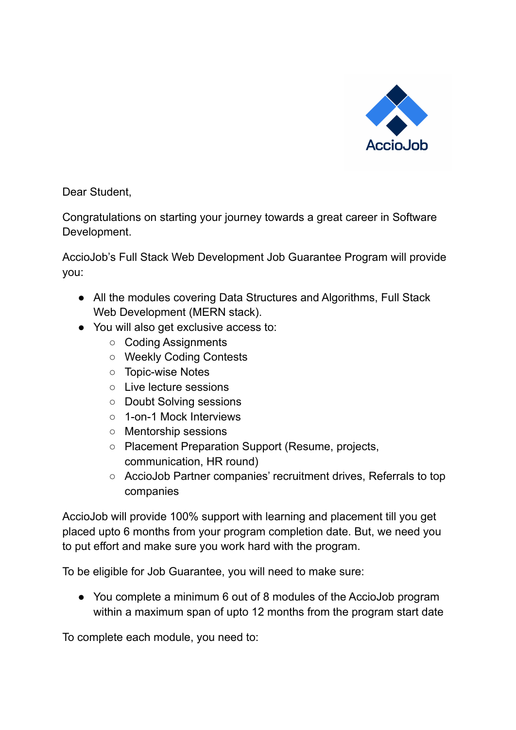AccioJob

Dear Student,

Congratulations on starting your journey towards a great career in Software Development.

AccioJob's Full Stack Web Development Job Guarantee Program will provide you:

- All the modules covering Data Structures and Algorithms, Full Stack Web Development (MERN stack).
- You will also get exclusive access to:
  - Coding Assignments
  - Weekly Coding Contests
  - Topic-wise Notes
  - Live lecture sessions
  - Doubt Solving sessions
  - 1-on-1 Mock Interviews
  - Mentorship sessions
  - Placement Preparation Support (Resume, projects, communication, HR round)
  - AccioJob Partner companies' recruitment drives, Referrals to top companies

AccioJob will provide 100% support with learning and placement till you get placed upto 6 months from your program completion date. But, we need you to put effort and make sure you work hard with the program.

To be eligible for Job Guarantee, you will need to make sure:

- You complete a minimum 6 out of 8 modules of the AccioJob program within a maximum span of upto 12 months from the program start date

To complete each module, you need to: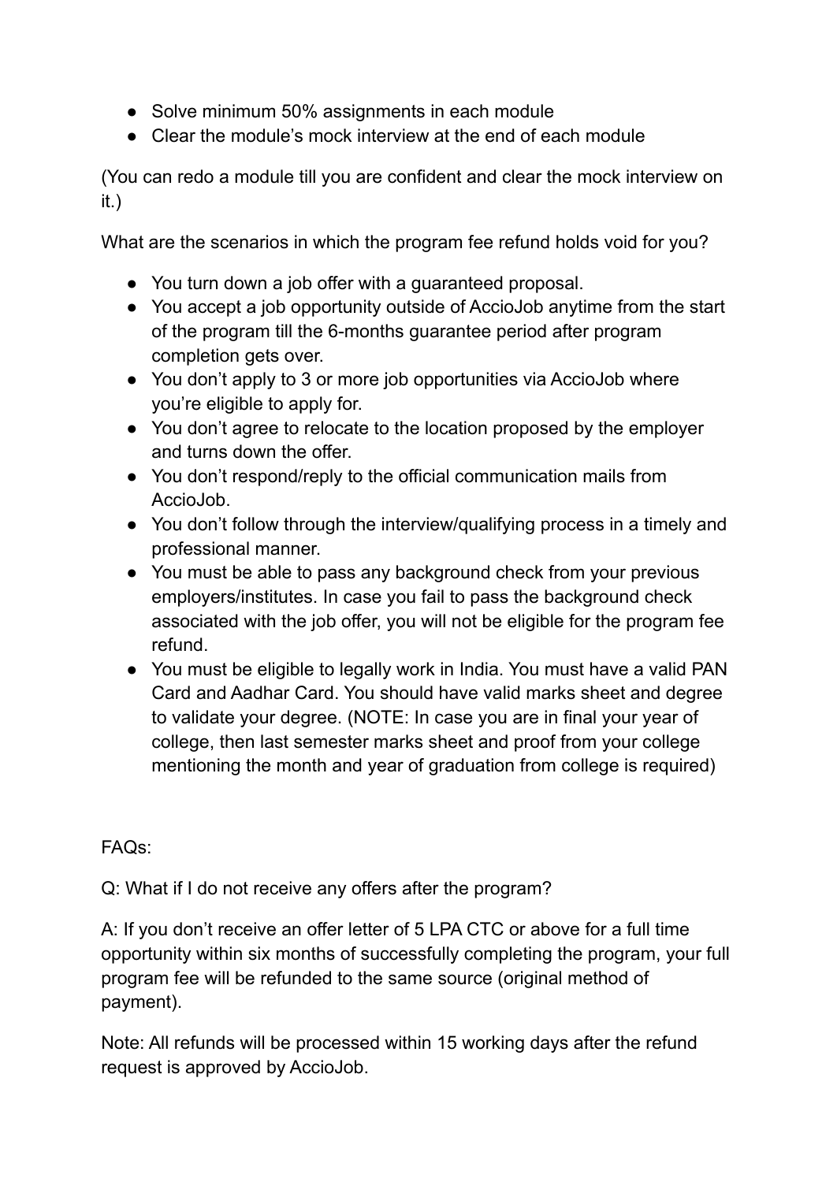- Solve minimum 50% assignments in each module
- Clear the module's mock interview at the end of each module

(You can redo a module till you are confident and clear the mock interview on it.)

What are the scenarios in which the program fee refund holds void for you?

- You turn down a job offer with a guaranteed proposal.
- You accept a job opportunity outside of AccioJob anytime from the start of the program till the 6-months guarantee period after program completion gets over.
- You don't apply to 3 or more job opportunities via AccioJob where you're eligible to apply for.
- You don't agree to relocate to the location proposed by the employer and turns down the offer.
- You don't respond/reply to the official communication mails from AccioJob.
- You don't follow through the interview/qualifying process in a timely and professional manner.
- You must be able to pass any background check from your previous employers/institutes. In case you fail to pass the background check associated with the job offer, you will not be eligible for the program fee refund.
- You must be eligible to legally work in India. You must have a valid PAN Card and Aadhar Card. You should have valid marks sheet and degree to validate your degree. (NOTE: In case you are in final your year of college, then last semester marks sheet and proof from your college mentioning the month and year of graduation from college is required)

FAQs:

Q: What if I do not receive any offers after the program?

A: If you don't receive an offer letter of 5 LPA CTC or above for a full time opportunity within six months of successfully completing the program, your full program fee will be refunded to the same source (original method of payment).

Note: All refunds will be processed within 15 working days after the refund request is approved by AccioJob.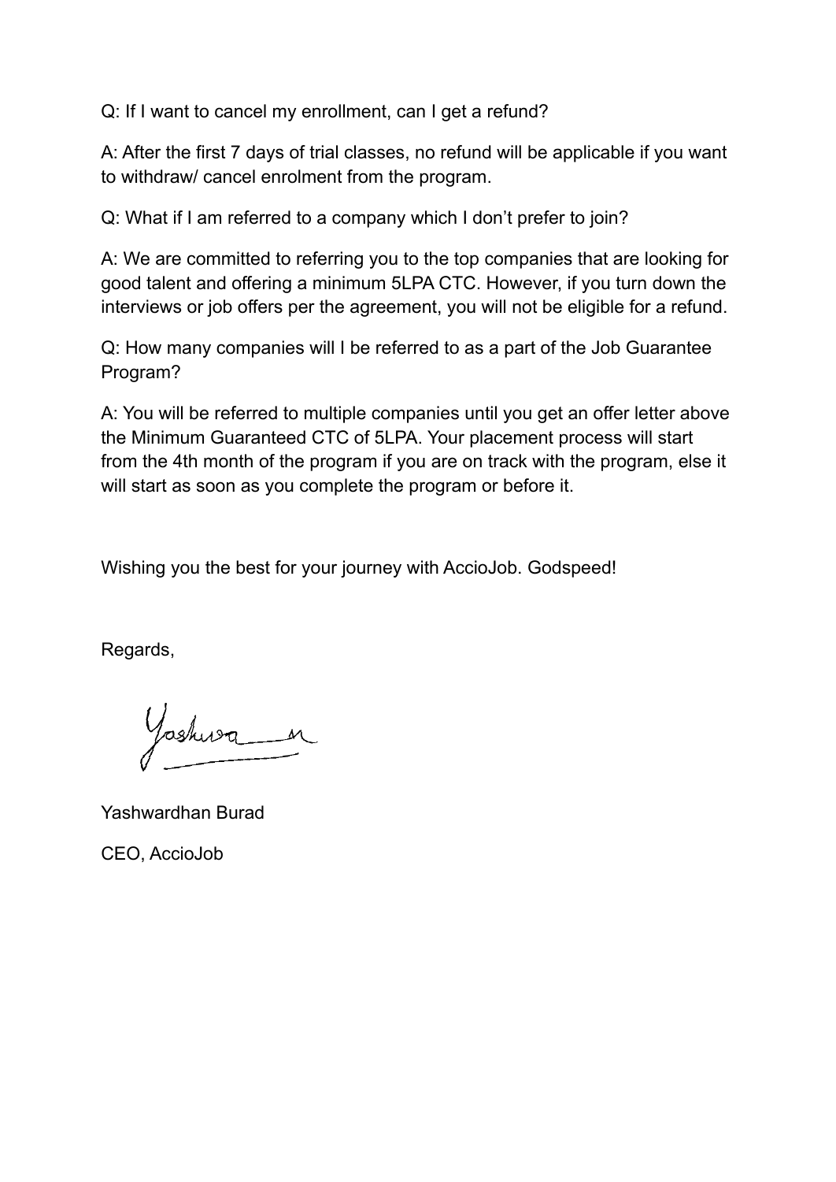Q: If I want to cancel my enrollment, can I get a refund?

A: After the first 7 days of trial classes, no refund will be applicable if you want to withdraw/ cancel enrolment from the program.

Q: What if I am referred to a company which I don't prefer to join?

A: We are committed to referring you to the top companies that are looking for good talent and offering a minimum 5LPA CTC. However, if you turn down the interviews or job offers per the agreement, you will not be eligible for a refund.

Q: How many companies will I be referred to as a part of the Job Guarantee Program?

A: You will be referred to multiple companies until you get an offer letter above the Minimum Guaranteed CTC of 5LPA. Your placement process will start from the 4th month of the program if you are on track with the program, else it will start as soon as you complete the program or before it.

Wishing you the best for your journey with AccioJob. Godspeed!

Regards,

Yashwardhan Burad

CEO, AccioJob